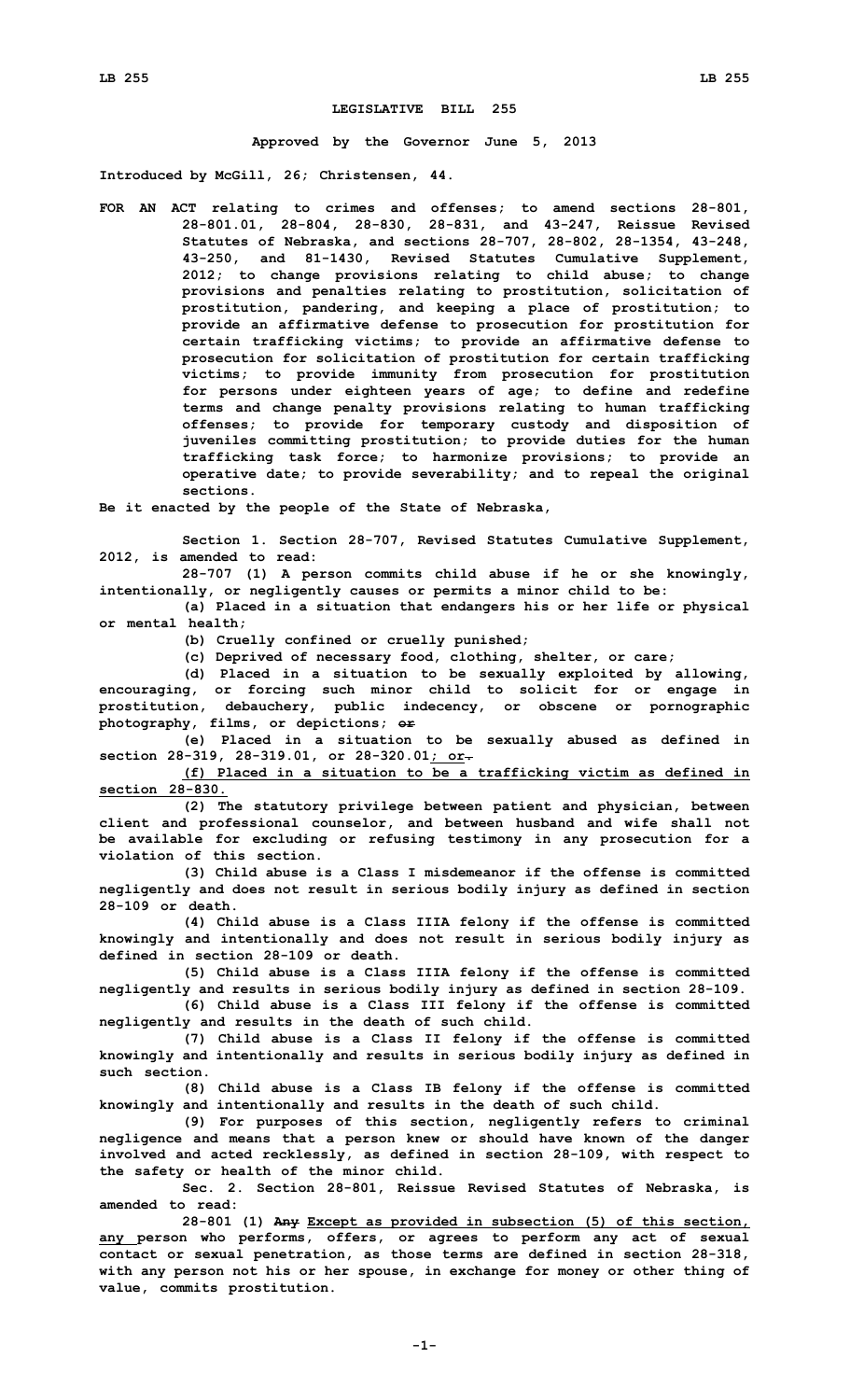# LEGISLATIVE BILL 255

**Approved by the Governor June 5, 2013**

**Introduced by McGill, 26; Christensen, 44.**

**FOR AN ACT relating to crimes and offenses; to amend sections 28-801, 28-801.01, 28-804, 28-830, 28-831, and 43-247, Reissue Revised Statutes of Nebraska, and sections 28-707, 28-802, 28-1354, 43-248, 43-250, and 81-1430, Revised Statutes Cumulative Supplement, 2012; to change provisions relating to child abuse; to change provisions and penalties relating to prostitution, solicitation of prostitution, pandering, and keeping a place of prostitution; to provide an affirmative defense to prosecution for prostitution for certain trafficking victims; to provide an affirmative defense to prosecution for solicitation of prostitution for certain trafficking victims; to provide immunity from prosecution for prostitution for persons under eighteen years of age; to define and redefine terms and change penalty provisions relating to human trafficking offenses; to provide for temporary custody and disposition of juveniles committing prostitution; to provide duties for the human trafficking task force; to harmonize provisions; to provide an operative date; to provide severability; and to repeal the original sections.**

**Be it enacted by the people of the State of Nebraska,**

**Section 1. Section 28-707, Revised Statutes Cumulative Supplement, 2012, is amended to read:**

**28-707 (1) A person commits child abuse if he or she knowingly, intentionally, or negligently causes or permits a minor child to be:**

**(a) Placed in a situation that endangers his or her life or physical or mental health;**

**(b) Cruelly confined or cruelly punished;**

**(c) Deprived of necessary food, clothing, shelter, or care;**

**(d) Placed in a situation to be sexually exploited by allowing, encouraging, or forcing such minor child to solicit for or engage in prostitution, debauchery, public indecency, or obscene or pornographic photography, films, or depictions; ~~or~~**

**(e) Placed in a situation to be sexually abused as defined in section 28-319, 28-319.01, or 28-320.01<u>; or</u>~~.~~**

**<u>(f) Placed in a situation to be a trafficking victim as defined in section 28-830.</u>**

**(2) The statutory privilege between patient and physician, between client and professional counselor, and between husband and wife shall not be available for excluding or refusing testimony in any prosecution for a violation of this section.**

**(3) Child abuse is a Class I misdemeanor if the offense is committed negligently and does not result in serious bodily injury as defined in section 28-109 or death.**

**(4) Child abuse is a Class IIIA felony if the offense is committed knowingly and intentionally and does not result in serious bodily injury as defined in section 28-109 or death.**

**(5) Child abuse is a Class IIIA felony if the offense is committed negligently and results in serious bodily injury as defined in section 28-109.**

**(6) Child abuse is a Class III felony if the offense is committed negligently and results in the death of such child.**

**(7) Child abuse is a Class II felony if the offense is committed knowingly and intentionally and results in serious bodily injury as defined in such section.**

**(8) Child abuse is a Class IB felony if the offense is committed knowingly and intentionally and results in the death of such child.**

**(9) For purposes of this section, negligently refers to criminal negligence and means that a person knew or should have known of the danger involved and acted recklessly, as defined in section 28-109, with respect to the safety or health of the minor child.**

**Sec. 2. Section 28-801, Reissue Revised Statutes of Nebraska, is amended to read:**

**28-801 (1) ~~Any~~ <u>Except as provided in subsection (5) of this section, any</u> person who performs, offers, or agrees to perform any act of sexual contact or sexual penetration, as those terms are defined in section 28-318, with any person not his or her spouse, in exchange for money or other thing of value, commits prostitution.**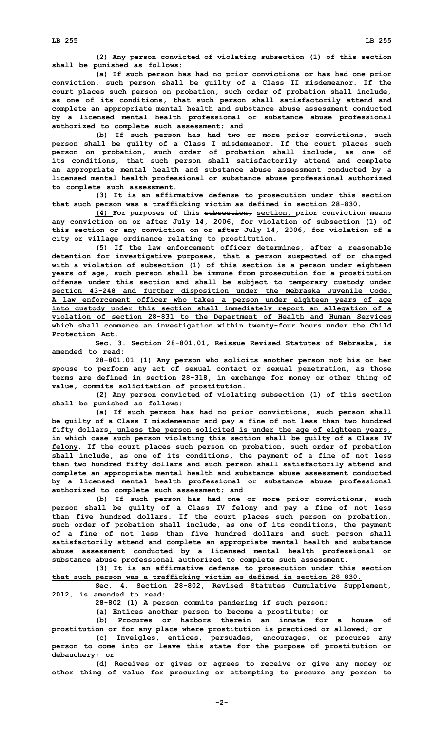(2) Any person convicted of violating subsection (1) of this section shall be punished as follows:

(a) If such person has had no prior convictions or has had one prior conviction, such person shall be guilty of a Class II misdemeanor. If the court places such person on probation, such order of probation shall include, as one of its conditions, that such person shall satisfactorily attend and complete an appropriate mental health and substance abuse assessment conducted by a licensed mental health professional or substance abuse professional authorized to complete such assessment; and

(b) If such person has had two or more prior convictions, such person shall be guilty of a Class I misdemeanor. If the court places such person on probation, such order of probation shall include, as one of its conditions, that such person shall satisfactorily attend and complete an appropriate mental health and substance abuse assessment conducted by a licensed mental health professional or substance abuse professional authorized to complete such assessment.

(3) It is an affirmative defense to prosecution under this section that such person was a trafficking victim as defined in section 28-830.

(4) For purposes of this ~~subsection,~~ section, prior conviction means any conviction on or after July 14, 2006, for violation of subsection (1) of this section or any conviction on or after July 14, 2006, for violation of a city or village ordinance relating to prostitution.

(5) If the law enforcement officer determines, after a reasonable detention for investigative purposes, that a person suspected of or charged with a violation of subsection (1) of this section is a person under eighteen years of age, such person shall be immune from prosecution for a prostitution offense under this section and shall be subject to temporary custody under section 43-248 and further disposition under the Nebraska Juvenile Code. A law enforcement officer who takes a person under eighteen years of age into custody under this section shall immediately report an allegation of a violation of section 28-831 to the Department of Health and Human Services which shall commence an investigation within twenty-four hours under the Child Protection Act.

Sec. 3. Section 28-801.01, Reissue Revised Statutes of Nebraska, is amended to read:

28-801.01 (1) Any person who solicits another person not his or her spouse to perform any act of sexual contact or sexual penetration, as those terms are defined in section 28-318, in exchange for money or other thing of value, commits solicitation of prostitution.

(2) Any person convicted of violating subsection (1) of this section shall be punished as follows:

(a) If such person has had no prior convictions, such person shall be guilty of a Class I misdemeanor and pay a fine of not less than two hundred fifty dollars, unless the person solicited is under the age of eighteen years, in which case such person violating this section shall be guilty of a Class IV felony. If the court places such person on probation, such order of probation shall include, as one of its conditions, the payment of a fine of not less than two hundred fifty dollars and such person shall satisfactorily attend and complete an appropriate mental health and substance abuse assessment conducted by a licensed mental health professional or substance abuse professional authorized to complete such assessment; and

(b) If such person has had one or more prior convictions, such person shall be guilty of a Class IV felony and pay a fine of not less than five hundred dollars. If the court places such person on probation, such order of probation shall include, as one of its conditions, the payment of a fine of not less than five hundred dollars and such person shall satisfactorily attend and complete an appropriate mental health and substance abuse assessment conducted by a licensed mental health professional or substance abuse professional authorized to complete such assessment.

(3) It is an affirmative defense to prosecution under this section that such person was a trafficking victim as defined in section 28-830.

Sec. 4. Section 28-802, Revised Statutes Cumulative Supplement, 2012, is amended to read:

28-802 (1) A person commits pandering if such person:

(a) Entices another person to become a prostitute; or

(b) Procures or harbors therein an inmate for a house of prostitution or for any place where prostitution is practiced or allowed; or

(c) Inveigles, entices, persuades, encourages, or procures any person to come into or leave this state for the purpose of prostitution or debauchery; or

(d) Receives or gives or agrees to receive or give any money or other thing of value for procuring or attempting to procure any person to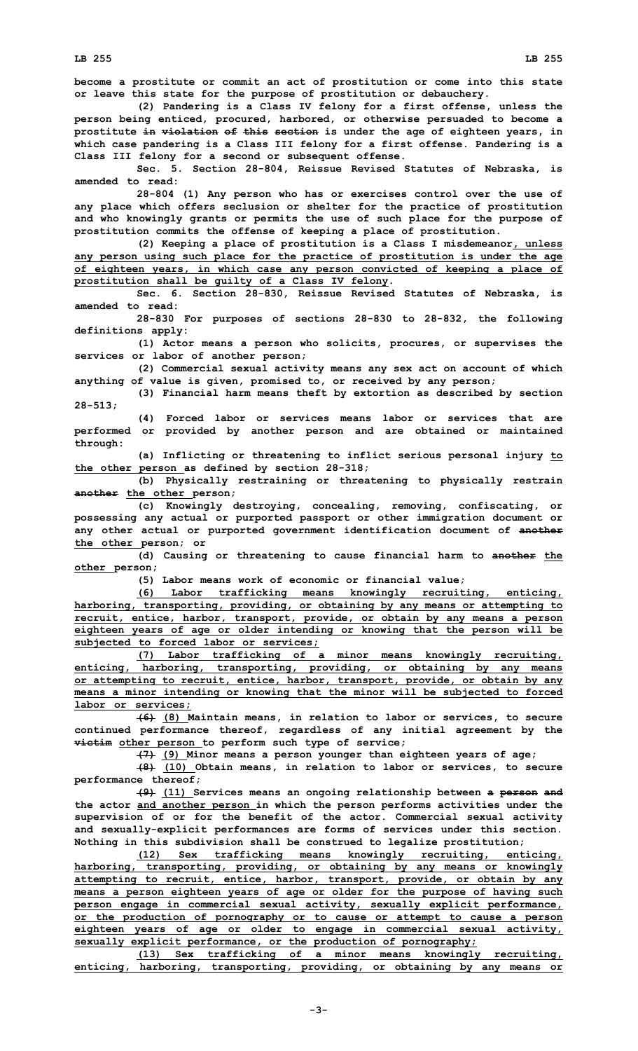**become a prostitute or commit an act of prostitution or come into this state or leave this state for the purpose of prostitution or debauchery.**

**(2) Pandering is a Class IV felony for a first offense, unless the person being enticed, procured, harbored, or otherwise persuaded to become a prostitute ~~in violation of this section~~ is under the age of eighteen years, in which case pandering is a Class III felony for a first offense. Pandering is a Class III felony for a second or subsequent offense.**

**Sec. 5. Section 28-804, Reissue Revised Statutes of Nebraska, is amended to read:**

**28-804 (1) Any person who has or exercises control over the use of any place which offers seclusion or shelter for the practice of prostitution and who knowingly grants or permits the use of such place for the purpose of prostitution commits the offense of keeping a place of prostitution.**

**(2) Keeping a place of prostitution is a Class I misdemeanor<u>, unless any person using such place for the practice of prostitution is under the age of eighteen years, in which case any person convicted of keeping a place of prostitution shall be guilty of a Class IV felony</u>.**

**Sec. 6. Section 28-830, Reissue Revised Statutes of Nebraska, is amended to read:**

**28-830 For purposes of sections 28-830 to 28-832, the following definitions apply:**

**(1) Actor means a person who solicits, procures, or supervises the services or labor of another person;**

**(2) Commercial sexual activity means any sex act on account of which anything of value is given, promised to, or received by any person;**

**(3) Financial harm means theft by extortion as described by section 28-513;**

**(4) Forced labor or services means labor or services that are performed or provided by another person and are obtained or maintained through:**

**(a) Inflicting or threatening to inflict serious personal injury <u>to the other person</u> as defined by section 28-318;**

**(b) Physically restraining or threatening to physically restrain ~~another~~ <u>the other</u> person;**

**(c) Knowingly destroying, concealing, removing, confiscating, or possessing any actual or purported passport or other immigration document or any other actual or purported government identification document of ~~another~~ <u>the other</u> person; or**

**(d) Causing or threatening to cause financial harm to ~~another~~ <u>the other</u> person;**

**(5) Labor means work of economic or financial value;**

**<u>(6) Labor trafficking means knowingly recruiting, enticing, harboring, transporting, providing, or obtaining by any means or attempting to recruit, entice, harbor, transport, provide, or obtain by any means a person eighteen years of age or older intending or knowing that the person will be subjected to forced labor or services;</u>**

**<u>(7) Labor trafficking of a minor means knowingly recruiting, enticing, harboring, transporting, providing, or obtaining by any means or attempting to recruit, entice, harbor, transport, provide, or obtain by any means a minor intending or knowing that the minor will be subjected to forced labor or services;</u>**

**~~(6)~~ <u>(8)</u> Maintain means, in relation to labor or services, to secure continued performance thereof, regardless of any initial agreement by the ~~victim~~ <u>other person</u> to perform such type of service;**

**~~(7)~~ <u>(9)</u> Minor means a person younger than eighteen years of age;**

**~~(8)~~ <u>(10)</u> Obtain means, in relation to labor or services, to secure performance thereof;**

**~~(9)~~ <u>(11)</u> Services means an ongoing relationship between ~~a person and~~ the actor <u>and another person</u> in which the person performs activities under the supervision of or for the benefit of the actor. Commercial sexual activity and sexually-explicit performances are forms of services under this section. Nothing in this subdivision shall be construed to legalize prostitution;**

**<u>(12) Sex trafficking means knowingly recruiting, enticing, harboring, transporting, providing, or obtaining by any means or knowingly attempting to recruit, entice, harbor, transport, provide, or obtain by any means a person eighteen years of age or older for the purpose of having such person engage in commercial sexual activity, sexually explicit performance, or the production of pornography or to cause or attempt to cause a person eighteen years of age or older to engage in commercial sexual activity, sexually explicit performance, or the production of pornography;</u>**

**<u>(13) Sex trafficking of a minor means knowingly recruiting, enticing, harboring, transporting, providing, or obtaining by any means or</u>**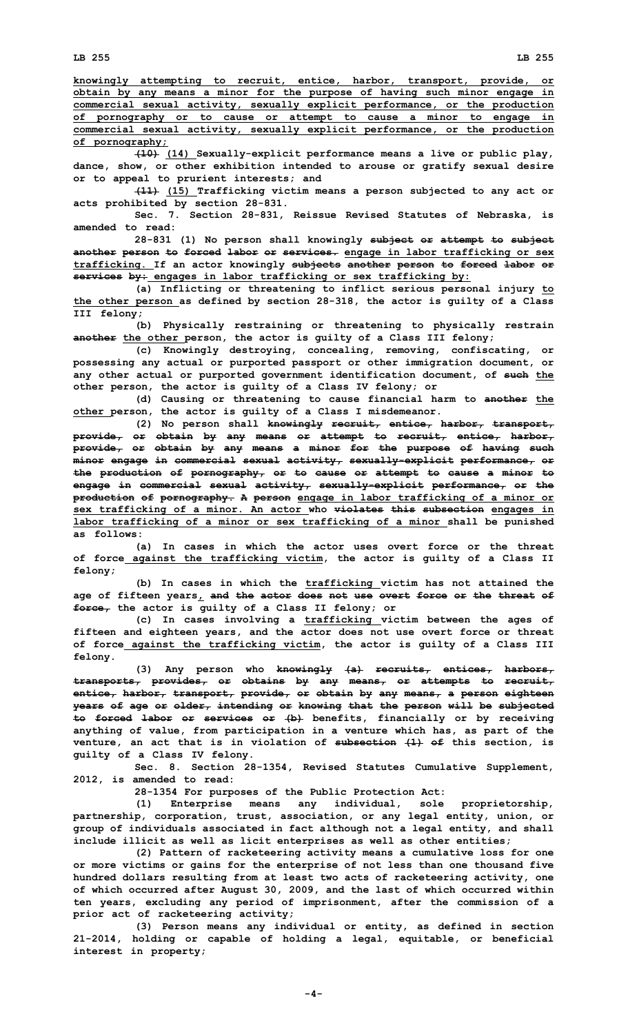knowingly attempting to recruit, entice, harbor, transport, provide, or obtain by any means a minor for the purpose of having such minor engage in commercial sexual activity, sexually explicit performance, or the production of pornography or to cause or attempt to cause a minor to engage in commercial sexual activity, sexually explicit performance, or the production of pornography;

~~(10)~~ (14) Sexually-explicit performance means a live or public play, dance, show, or other exhibition intended to arouse or gratify sexual desire or to appeal to prurient interests; and

~~(11)~~ (15) Trafficking victim means a person subjected to any act or acts prohibited by section 28-831.

Sec. 7. Section 28-831, Reissue Revised Statutes of Nebraska, is amended to read:

28-831 (1) No person shall knowingly ~~subject or attempt to subject another person to forced labor or services.~~ engage in labor trafficking or sex trafficking. If an actor knowingly ~~subjects another person to forced labor or services by:~~ engages in labor trafficking or sex trafficking by:

(a) Inflicting or threatening to inflict serious personal injury to the other person as defined by section 28-318, the actor is guilty of a Class III felony;

(b) Physically restraining or threatening to physically restrain ~~another~~ the other person, the actor is guilty of a Class III felony;

(c) Knowingly destroying, concealing, removing, confiscating, or possessing any actual or purported passport or other immigration document, or any other actual or purported government identification document, of ~~such~~ the other person, the actor is guilty of a Class IV felony; or

(d) Causing or threatening to cause financial harm to ~~another~~ the other person, the actor is guilty of a Class I misdemeanor.

(2) No person shall ~~knowingly recruit, entice, harbor, transport, provide, or obtain by any means or attempt to recruit, entice, harbor, provide, or obtain by any means a minor for the purpose of having such minor engage in commercial sexual activity, sexually-explicit performance, or the production of pornography, or to cause or attempt to cause a minor to engage in commercial sexual activity, sexually-explicit performance, or the production of pornography. A person~~ engage in labor trafficking of a minor or sex trafficking of a minor. An actor who ~~violates this subsection~~ engages in labor trafficking of a minor or sex trafficking of a minor shall be punished as follows:

(a) In cases in which the actor uses overt force or the threat of force against the trafficking victim, the actor is guilty of a Class II felony;

(b) In cases in which the trafficking victim has not attained the age of fifteen years, ~~and the actor does not use overt force or the threat of force,~~ the actor is guilty of a Class II felony; or

(c) In cases involving a trafficking victim between the ages of fifteen and eighteen years, and the actor does not use overt force or threat of force against the trafficking victim, the actor is guilty of a Class III felony.

(3) Any person who ~~knowingly (a) recruits, entices, harbors, transports, provides, or obtains by any means, or attempts to recruit, entice, harbor, transport, provide, or obtain by any means, a person eighteen years of age or older, intending or knowing that the person will be subjected to forced labor or services or (b)~~ benefits, financially or by receiving anything of value, from participation in a venture which has, as part of the venture, an act that is in violation of ~~subsection (1) of~~ this section, is guilty of a Class IV felony.

Sec. 8. Section 28-1354, Revised Statutes Cumulative Supplement, 2012, is amended to read:

28-1354 For purposes of the Public Protection Act:

(1) Enterprise means any individual, sole proprietorship, partnership, corporation, trust, association, or any legal entity, union, or group of individuals associated in fact although not a legal entity, and shall include illicit as well as licit enterprises as well as other entities;

(2) Pattern of racketeering activity means a cumulative loss for one or more victims or gains for the enterprise of not less than one thousand five hundred dollars resulting from at least two acts of racketeering activity, one of which occurred after August 30, 2009, and the last of which occurred within ten years, excluding any period of imprisonment, after the commission of a prior act of racketeering activity;

(3) Person means any individual or entity, as defined in section 21-2014, holding or capable of holding a legal, equitable, or beneficial interest in property;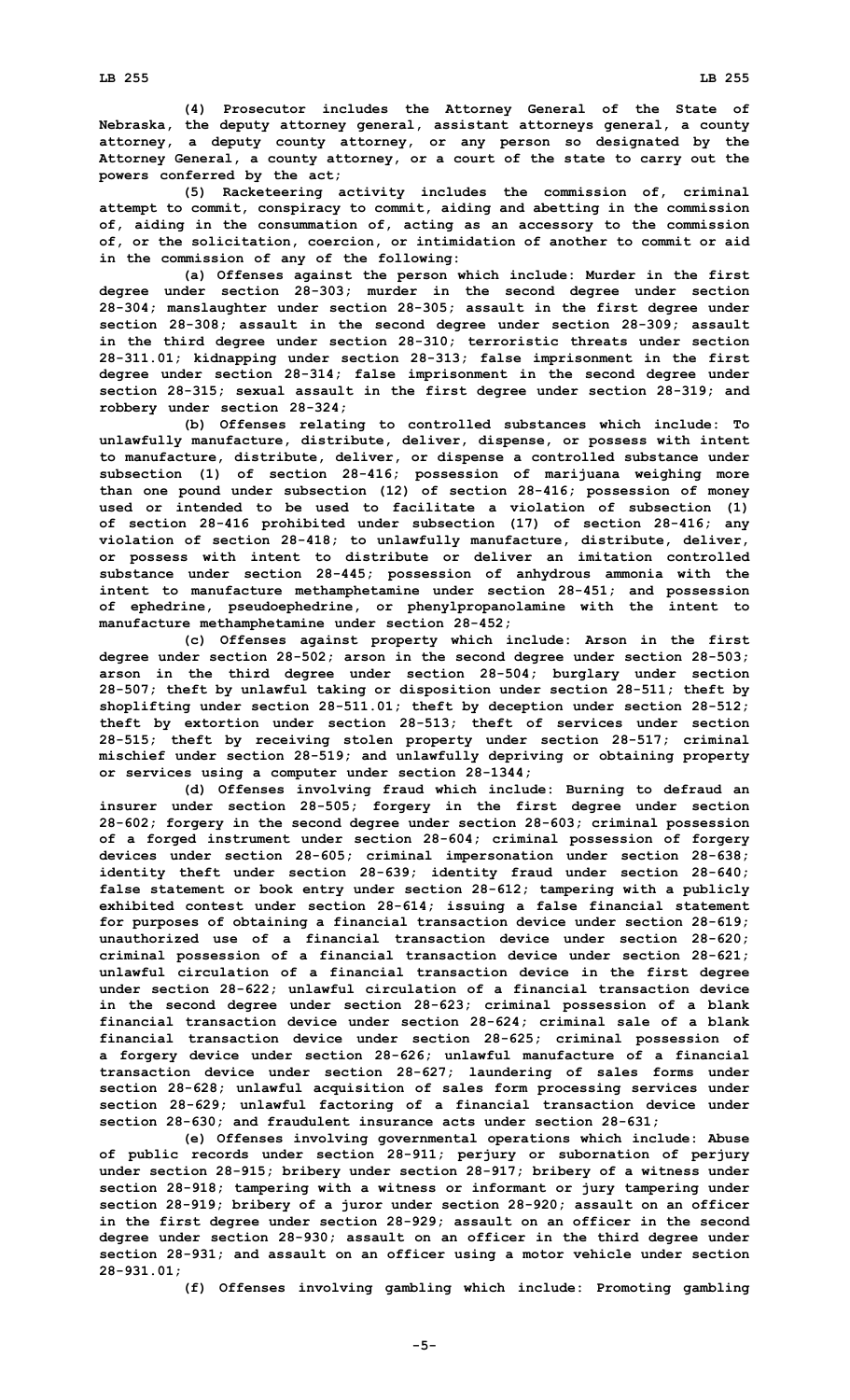(4) Prosecutor includes the Attorney General of the State of Nebraska, the deputy attorney general, assistant attorneys general, a county attorney, a deputy county attorney, or any person so designated by the Attorney General, a county attorney, or a court of the state to carry out the powers conferred by the act;

(5) Racketeering activity includes the commission of, criminal attempt to commit, conspiracy to commit, aiding and abetting in the commission of, aiding in the consummation of, acting as an accessory to the commission of, or the solicitation, coercion, or intimidation of another to commit or aid in the commission of any of the following:

(a) Offenses against the person which include: Murder in the first degree under section 28-303; murder in the second degree under section 28-304; manslaughter under section 28-305; assault in the first degree under section 28-308; assault in the second degree under section 28-309; assault in the third degree under section 28-310; terroristic threats under section 28-311.01; kidnapping under section 28-313; false imprisonment in the first degree under section 28-314; false imprisonment in the second degree under section 28-315; sexual assault in the first degree under section 28-319; and robbery under section 28-324;

(b) Offenses relating to controlled substances which include: To unlawfully manufacture, distribute, deliver, dispense, or possess with intent to manufacture, distribute, deliver, or dispense a controlled substance under subsection (1) of section 28-416; possession of marijuana weighing more than one pound under subsection (12) of section 28-416; possession of money used or intended to be used to facilitate a violation of subsection (1) of section 28-416 prohibited under subsection (17) of section 28-416; any violation of section 28-418; to unlawfully manufacture, distribute, deliver, or possess with intent to distribute or deliver an imitation controlled substance under section 28-445; possession of anhydrous ammonia with the intent to manufacture methamphetamine under section 28-451; and possession of ephedrine, pseudoephedrine, or phenylpropanolamine with the intent to manufacture methamphetamine under section 28-452;

(c) Offenses against property which include: Arson in the first degree under section 28-502; arson in the second degree under section 28-503; arson in the third degree under section 28-504; burglary under section 28-507; theft by unlawful taking or disposition under section 28-511; theft by shoplifting under section 28-511.01; theft by deception under section 28-512; theft by extortion under section 28-513; theft of services under section 28-515; theft by receiving stolen property under section 28-517; criminal mischief under section 28-519; and unlawfully depriving or obtaining property or services using a computer under section 28-1344;

(d) Offenses involving fraud which include: Burning to defraud an insurer under section 28-505; forgery in the first degree under section 28-602; forgery in the second degree under section 28-603; criminal possession of a forged instrument under section 28-604; criminal possession of forgery devices under section 28-605; criminal impersonation under section 28-638; identity theft under section 28-639; identity fraud under section 28-640; false statement or book entry under section 28-612; tampering with a publicly exhibited contest under section 28-614; issuing a false financial statement for purposes of obtaining a financial transaction device under section 28-619; unauthorized use of a financial transaction device under section 28-620; criminal possession of a financial transaction device under section 28-621; unlawful circulation of a financial transaction device in the first degree under section 28-622; unlawful circulation of a financial transaction device in the second degree under section 28-623; criminal possession of a blank financial transaction device under section 28-624; criminal sale of a blank financial transaction device under section 28-625; criminal possession of a forgery device under section 28-626; unlawful manufacture of a financial transaction device under section 28-627; laundering of sales forms under section 28-628; unlawful acquisition of sales form processing services under section 28-629; unlawful factoring of a financial transaction device under section 28-630; and fraudulent insurance acts under section 28-631;

(e) Offenses involving governmental operations which include: Abuse of public records under section 28-911; perjury or subornation of perjury under section 28-915; bribery under section 28-917; bribery of a witness under section 28-918; tampering with a witness or informant or jury tampering under section 28-919; bribery of a juror under section 28-920; assault on an officer in the first degree under section 28-929; assault on an officer in the second degree under section 28-930; assault on an officer in the third degree under section 28-931; and assault on an officer using a motor vehicle under section 28-931.01;

(f) Offenses involving gambling which include: Promoting gambling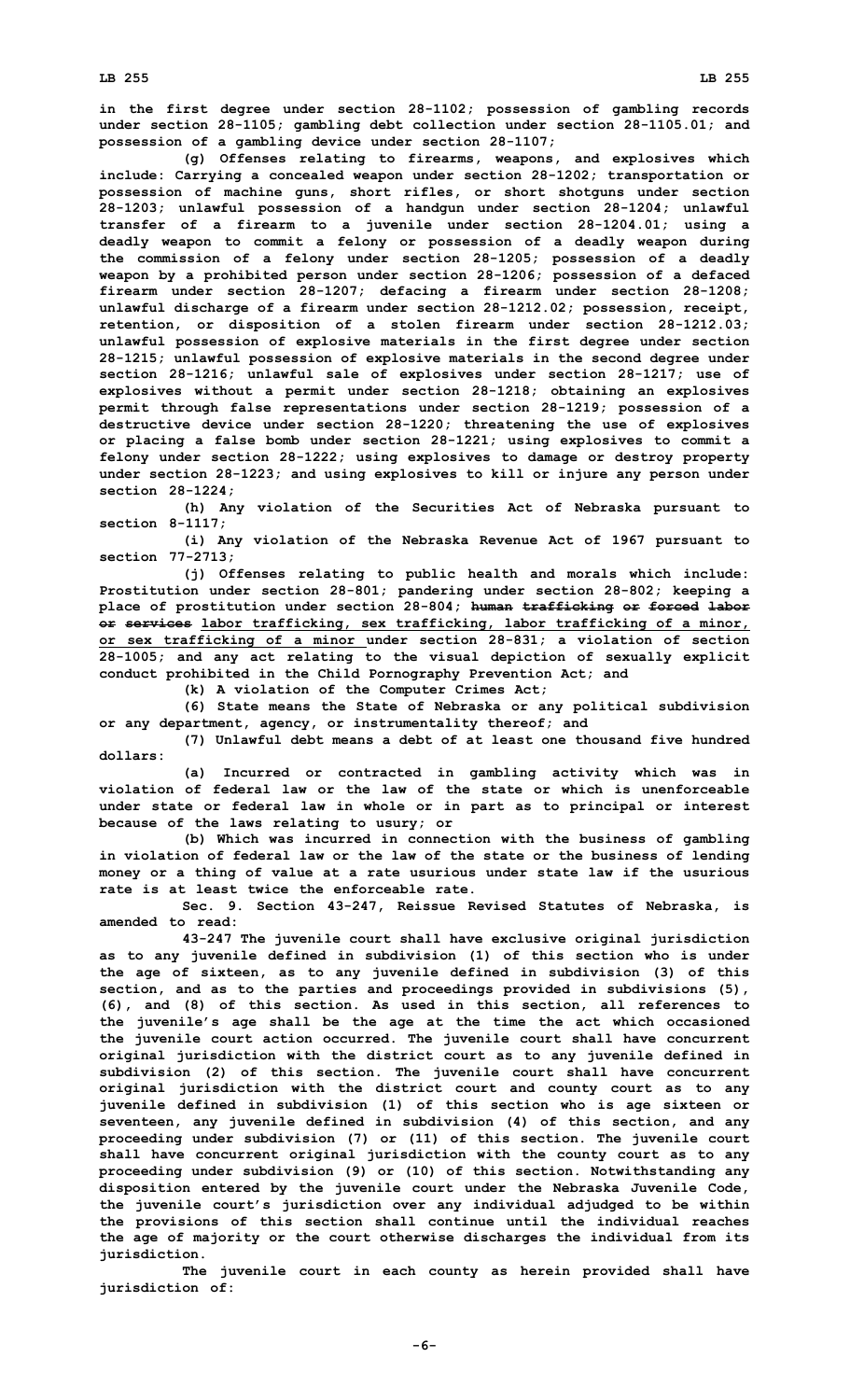in the first degree under section 28-1102; possession of gambling records under section 28-1105; gambling debt collection under section 28-1105.01; and possession of a gambling device under section 28-1107;

(g) Offenses relating to firearms, weapons, and explosives which include: Carrying a concealed weapon under section 28-1202; transportation or possession of machine guns, short rifles, or short shotguns under section 28-1203; unlawful possession of a handgun under section 28-1204; unlawful transfer of a firearm to a juvenile under section 28-1204.01; using a deadly weapon to commit a felony or possession of a deadly weapon during the commission of a felony under section 28-1205; possession of a deadly weapon by a prohibited person under section 28-1206; possession of a defaced firearm under section 28-1207; defacing a firearm under section 28-1208; unlawful discharge of a firearm under section 28-1212.02; possession, receipt, retention, or disposition of a stolen firearm under section 28-1212.03; unlawful possession of explosive materials in the first degree under section 28-1215; unlawful possession of explosive materials in the second degree under section 28-1216; unlawful sale of explosives under section 28-1217; use of explosives without a permit under section 28-1218; obtaining an explosives permit through false representations under section 28-1219; possession of a destructive device under section 28-1220; threatening the use of explosives or placing a false bomb under section 28-1221; using explosives to commit a felony under section 28-1222; using explosives to damage or destroy property under section 28-1223; and using explosives to kill or injure any person under section 28-1224;

(h) Any violation of the Securities Act of Nebraska pursuant to section 8-1117;

(i) Any violation of the Nebraska Revenue Act of 1967 pursuant to section 77-2713;

(j) Offenses relating to public health and morals which include: Prostitution under section 28-801; pandering under section 28-802; keeping a place of prostitution under section 28-804; ~~human trafficking or forced labor or services~~ labor trafficking, sex trafficking, labor trafficking of a minor, or sex trafficking of a minor under section 28-831; a violation of section 28-1005; and any act relating to the visual depiction of sexually explicit conduct prohibited in the Child Pornography Prevention Act; and

(k) A violation of the Computer Crimes Act;

(6) State means the State of Nebraska or any political subdivision or any department, agency, or instrumentality thereof; and

(7) Unlawful debt means a debt of at least one thousand five hundred dollars:

(a) Incurred or contracted in gambling activity which was in violation of federal law or the law of the state or which is unenforceable under state or federal law in whole or in part as to principal or interest because of the laws relating to usury; or

(b) Which was incurred in connection with the business of gambling in violation of federal law or the law of the state or the business of lending money or a thing of value at a rate usurious under state law if the usurious rate is at least twice the enforceable rate.

Sec. 9. Section 43-247, Reissue Revised Statutes of Nebraska, is amended to read:

43-247 The juvenile court shall have exclusive original jurisdiction as to any juvenile defined in subdivision (1) of this section who is under the age of sixteen, as to any juvenile defined in subdivision (3) of this section, and as to the parties and proceedings provided in subdivisions (5), (6), and (8) of this section. As used in this section, all references to the juvenile's age shall be the age at the time the act which occasioned the juvenile court action occurred. The juvenile court shall have concurrent original jurisdiction with the district court as to any juvenile defined in subdivision (2) of this section. The juvenile court shall have concurrent original jurisdiction with the district court and county court as to any juvenile defined in subdivision (1) of this section who is age sixteen or seventeen, any juvenile defined in subdivision (4) of this section, and any proceeding under subdivision (7) or (11) of this section. The juvenile court shall have concurrent original jurisdiction with the county court as to any proceeding under subdivision (9) or (10) of this section. Notwithstanding any disposition entered by the juvenile court under the Nebraska Juvenile Code, the juvenile court's jurisdiction over any individual adjudged to be within the provisions of this section shall continue until the individual reaches the age of majority or the court otherwise discharges the individual from its jurisdiction.

The juvenile court in each county as herein provided shall have jurisdiction of: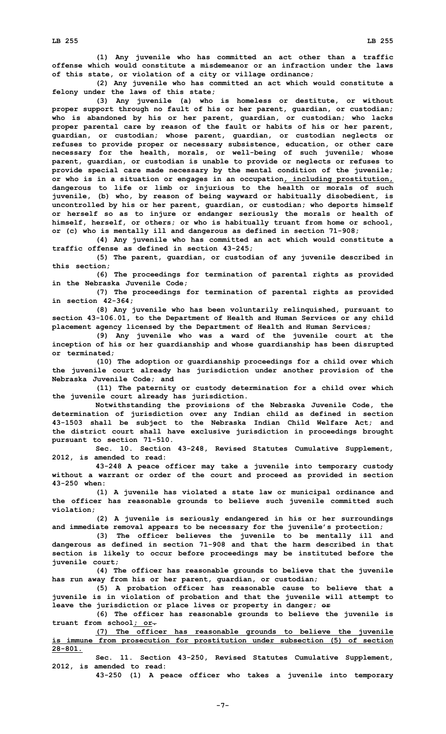(1) Any juvenile who has committed an act other than a traffic offense which would constitute a misdemeanor or an infraction under the laws of this state, or violation of a city or village ordinance;

(2) Any juvenile who has committed an act which would constitute a felony under the laws of this state;

(3) Any juvenile (a) who is homeless or destitute, or without proper support through no fault of his or her parent, guardian, or custodian; who is abandoned by his or her parent, guardian, or custodian; who lacks proper parental care by reason of the fault or habits of his or her parent, guardian, or custodian; whose parent, guardian, or custodian neglects or refuses to provide proper or necessary subsistence, education, or other care necessary for the health, morals, or well-being of such juvenile; whose parent, guardian, or custodian is unable to provide or neglects or refuses to provide special care made necessary by the mental condition of the juvenile; or who is in a situation or engages in an occupation, including prostitution, dangerous to life or limb or injurious to the health or morals of such juvenile, (b) who, by reason of being wayward or habitually disobedient, is uncontrolled by his or her parent, guardian, or custodian; who deports himself or herself so as to injure or endanger seriously the morals or health of himself, herself, or others; or who is habitually truant from home or school, or (c) who is mentally ill and dangerous as defined in section 71-908;

(4) Any juvenile who has committed an act which would constitute a traffic offense as defined in section 43-245;

(5) The parent, guardian, or custodian of any juvenile described in this section;

(6) The proceedings for termination of parental rights as provided in the Nebraska Juvenile Code;

(7) The proceedings for termination of parental rights as provided in section 42-364;

(8) Any juvenile who has been voluntarily relinquished, pursuant to section 43-106.01, to the Department of Health and Human Services or any child placement agency licensed by the Department of Health and Human Services;

(9) Any juvenile who was a ward of the juvenile court at the inception of his or her guardianship and whose guardianship has been disrupted or terminated;

(10) The adoption or guardianship proceedings for a child over which the juvenile court already has jurisdiction under another provision of the Nebraska Juvenile Code; and

(11) The paternity or custody determination for a child over which the juvenile court already has jurisdiction.

Notwithstanding the provisions of the Nebraska Juvenile Code, the determination of jurisdiction over any Indian child as defined in section 43-1503 shall be subject to the Nebraska Indian Child Welfare Act; and the district court shall have exclusive jurisdiction in proceedings brought pursuant to section 71-510.

Sec. 10. Section 43-248, Revised Statutes Cumulative Supplement, 2012, is amended to read:

43-248 A peace officer may take a juvenile into temporary custody without a warrant or order of the court and proceed as provided in section 43-250 when:

(1) A juvenile has violated a state law or municipal ordinance and the officer has reasonable grounds to believe such juvenile committed such violation;

(2) A juvenile is seriously endangered in his or her surroundings and immediate removal appears to be necessary for the juvenile's protection;

(3) The officer believes the juvenile to be mentally ill and dangerous as defined in section 71-908 and that the harm described in that section is likely to occur before proceedings may be instituted before the juvenile court;

(4) The officer has reasonable grounds to believe that the juvenile has run away from his or her parent, guardian, or custodian;

(5) A probation officer has reasonable cause to believe that a juvenile is in violation of probation and that the juvenile will attempt to leave the jurisdiction or place lives or property in danger; ~~or~~

(6) The officer has reasonable grounds to believe the juvenile is truant from school; or~~.~~

(7) The officer has reasonable grounds to believe the juvenile is immune from prosecution for prostitution under subsection (5) of section 28-801.

Sec. 11. Section 43-250, Revised Statutes Cumulative Supplement, 2012, is amended to read:

43-250 (1) A peace officer who takes a juvenile into temporary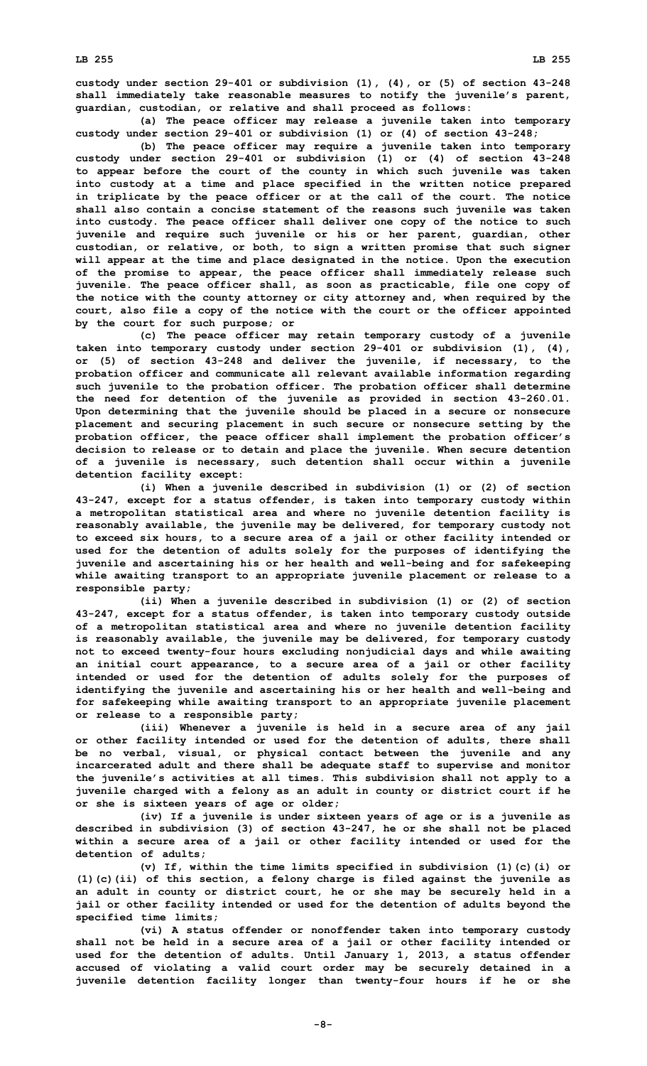custody under section 29-401 or subdivision (1), (4), or (5) of section 43-248 shall immediately take reasonable measures to notify the juvenile's parent, guardian, custodian, or relative and shall proceed as follows:

(a) The peace officer may release a juvenile taken into temporary custody under section 29-401 or subdivision (1) or (4) of section 43-248;

(b) The peace officer may require a juvenile taken into temporary custody under section 29-401 or subdivision (1) or (4) of section 43-248 to appear before the court of the county in which such juvenile was taken into custody at a time and place specified in the written notice prepared in triplicate by the peace officer or at the call of the court. The notice shall also contain a concise statement of the reasons such juvenile was taken into custody. The peace officer shall deliver one copy of the notice to such juvenile and require such juvenile or his or her parent, guardian, other custodian, or relative, or both, to sign a written promise that such signer will appear at the time and place designated in the notice. Upon the execution of the promise to appear, the peace officer shall immediately release such juvenile. The peace officer shall, as soon as practicable, file one copy of the notice with the county attorney or city attorney and, when required by the court, also file a copy of the notice with the court or the officer appointed by the court for such purpose; or

(c) The peace officer may retain temporary custody of a juvenile taken into temporary custody under section 29-401 or subdivision (1), (4), or (5) of section 43-248 and deliver the juvenile, if necessary, to the probation officer and communicate all relevant available information regarding such juvenile to the probation officer. The probation officer shall determine the need for detention of the juvenile as provided in section 43-260.01. Upon determining that the juvenile should be placed in a secure or nonsecure placement and securing placement in such secure or nonsecure setting by the probation officer, the peace officer shall implement the probation officer's decision to release or to detain and place the juvenile. When secure detention of a juvenile is necessary, such detention shall occur within a juvenile detention facility except:

(i) When a juvenile described in subdivision (1) or (2) of section 43-247, except for a status offender, is taken into temporary custody within a metropolitan statistical area and where no juvenile detention facility is reasonably available, the juvenile may be delivered, for temporary custody not to exceed six hours, to a secure area of a jail or other facility intended or used for the detention of adults solely for the purposes of identifying the juvenile and ascertaining his or her health and well-being and for safekeeping while awaiting transport to an appropriate juvenile placement or release to a responsible party;

(ii) When a juvenile described in subdivision (1) or (2) of section 43-247, except for a status offender, is taken into temporary custody outside of a metropolitan statistical area and where no juvenile detention facility is reasonably available, the juvenile may be delivered, for temporary custody not to exceed twenty-four hours excluding nonjudicial days and while awaiting an initial court appearance, to a secure area of a jail or other facility intended or used for the detention of adults solely for the purposes of identifying the juvenile and ascertaining his or her health and well-being and for safekeeping while awaiting transport to an appropriate juvenile placement or release to a responsible party;

(iii) Whenever a juvenile is held in a secure area of any jail or other facility intended or used for the detention of adults, there shall be no verbal, visual, or physical contact between the juvenile and any incarcerated adult and there shall be adequate staff to supervise and monitor the juvenile's activities at all times. This subdivision shall not apply to a juvenile charged with a felony as an adult in county or district court if he or she is sixteen years of age or older;

(iv) If a juvenile is under sixteen years of age or is a juvenile as described in subdivision (3) of section 43-247, he or she shall not be placed within a secure area of a jail or other facility intended or used for the detention of adults;

(v) If, within the time limits specified in subdivision (1)(c)(i) or (1)(c)(ii) of this section, a felony charge is filed against the juvenile as an adult in county or district court, he or she may be securely held in a jail or other facility intended or used for the detention of adults beyond the specified time limits;

(vi) A status offender or nonoffender taken into temporary custody shall not be held in a secure area of a jail or other facility intended or used for the detention of adults. Until January 1, 2013, a status offender accused of violating a valid court order may be securely detained in a juvenile detention facility longer than twenty-four hours if he or she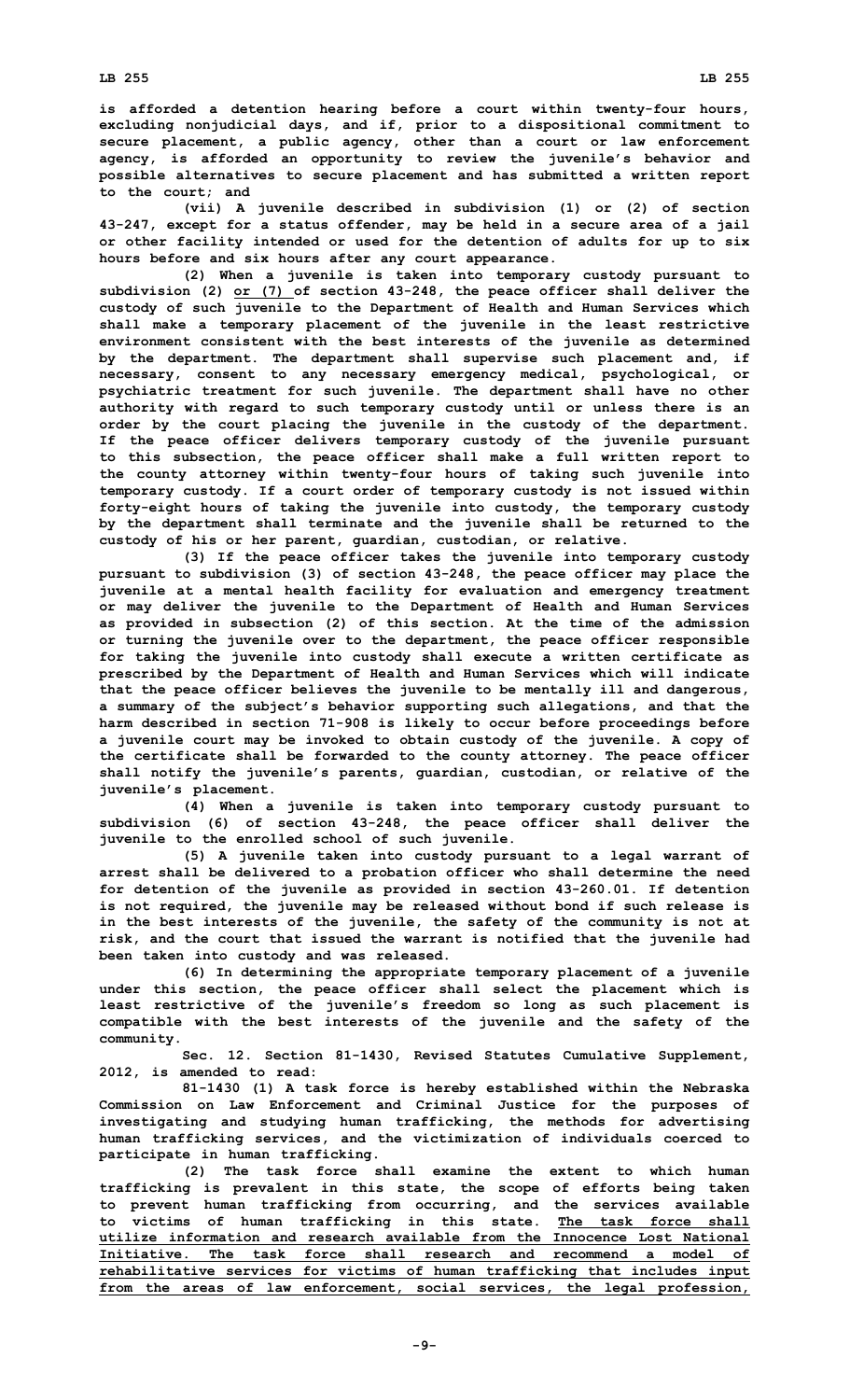is afforded a detention hearing before a court within twenty-four hours, excluding nonjudicial days, and if, prior to a dispositional commitment to secure placement, a public agency, other than a court or law enforcement agency, is afforded an opportunity to review the juvenile's behavior and possible alternatives to secure placement and has submitted a written report to the court; and

(vii) A juvenile described in subdivision (1) or (2) of section 43-247, except for a status offender, may be held in a secure area of a jail or other facility intended or used for the detention of adults for up to six hours before and six hours after any court appearance.

(2) When a juvenile is taken into temporary custody pursuant to subdivision (2) <u>or (7)</u> of section 43-248, the peace officer shall deliver the custody of such juvenile to the Department of Health and Human Services which shall make a temporary placement of the juvenile in the least restrictive environment consistent with the best interests of the juvenile as determined by the department. The department shall supervise such placement and, if necessary, consent to any necessary emergency medical, psychological, or psychiatric treatment for such juvenile. The department shall have no other authority with regard to such temporary custody until or unless there is an order by the court placing the juvenile in the custody of the department. If the peace officer delivers temporary custody of the juvenile pursuant to this subsection, the peace officer shall make a full written report to the county attorney within twenty-four hours of taking such juvenile into temporary custody. If a court order of temporary custody is not issued within forty-eight hours of taking the juvenile into custody, the temporary custody by the department shall terminate and the juvenile shall be returned to the custody of his or her parent, guardian, custodian, or relative.

(3) If the peace officer takes the juvenile into temporary custody pursuant to subdivision (3) of section 43-248, the peace officer may place the juvenile at a mental health facility for evaluation and emergency treatment or may deliver the juvenile to the Department of Health and Human Services as provided in subsection (2) of this section. At the time of the admission or turning the juvenile over to the department, the peace officer responsible for taking the juvenile into custody shall execute a written certificate as prescribed by the Department of Health and Human Services which will indicate that the peace officer believes the juvenile to be mentally ill and dangerous, a summary of the subject's behavior supporting such allegations, and that the harm described in section 71-908 is likely to occur before proceedings before a juvenile court may be invoked to obtain custody of the juvenile. A copy of the certificate shall be forwarded to the county attorney. The peace officer shall notify the juvenile's parents, guardian, custodian, or relative of the juvenile's placement.

(4) When a juvenile is taken into temporary custody pursuant to subdivision (6) of section 43-248, the peace officer shall deliver the juvenile to the enrolled school of such juvenile.

(5) A juvenile taken into custody pursuant to a legal warrant of arrest shall be delivered to a probation officer who shall determine the need for detention of the juvenile as provided in section 43-260.01. If detention is not required, the juvenile may be released without bond if such release is in the best interests of the juvenile, the safety of the community is not at risk, and the court that issued the warrant is notified that the juvenile had been taken into custody and was released.

(6) In determining the appropriate temporary placement of a juvenile under this section, the peace officer shall select the placement which is least restrictive of the juvenile's freedom so long as such placement is compatible with the best interests of the juvenile and the safety of the community.

Sec. 12. Section 81-1430, Revised Statutes Cumulative Supplement, 2012, is amended to read:

81-1430 (1) A task force is hereby established within the Nebraska Commission on Law Enforcement and Criminal Justice for the purposes of investigating and studying human trafficking, the methods for advertising human trafficking services, and the victimization of individuals coerced to participate in human trafficking.

(2) The task force shall examine the extent to which human trafficking is prevalent in this state, the scope of efforts being taken to prevent human trafficking from occurring, and the services available to victims of human trafficking in this state. <u>The task force shall utilize information and research available from the Innocence Lost National Initiative. The task force shall research and recommend a model of rehabilitative services for victims of human trafficking that includes input from the areas of law enforcement, social services, the legal profession,</u>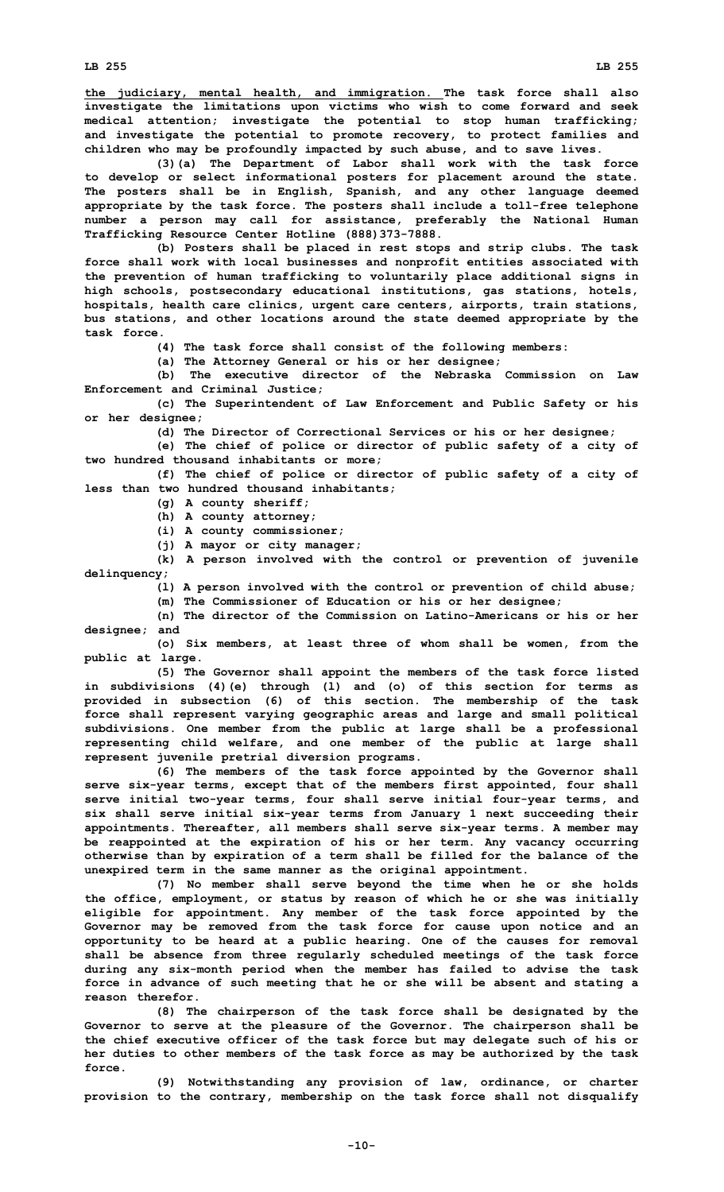the judiciary, mental health, and immigration. The task force shall also investigate the limitations upon victims who wish to come forward and seek medical attention; investigate the potential to stop human trafficking; and investigate the potential to promote recovery, to protect families and children who may be profoundly impacted by such abuse, and to save lives.

(3)(a) The Department of Labor shall work with the task force to develop or select informational posters for placement around the state. The posters shall be in English, Spanish, and any other language deemed appropriate by the task force. The posters shall include a toll-free telephone number a person may call for assistance, preferably the National Human Trafficking Resource Center Hotline (888)373-7888.

(b) Posters shall be placed in rest stops and strip clubs. The task force shall work with local businesses and nonprofit entities associated with the prevention of human trafficking to voluntarily place additional signs in high schools, postsecondary educational institutions, gas stations, hotels, hospitals, health care clinics, urgent care centers, airports, train stations, bus stations, and other locations around the state deemed appropriate by the task force.

(4) The task force shall consist of the following members:

(a) The Attorney General or his or her designee;

(b) The executive director of the Nebraska Commission on Law Enforcement and Criminal Justice;

(c) The Superintendent of Law Enforcement and Public Safety or his or her designee;

(d) The Director of Correctional Services or his or her designee;

(e) The chief of police or director of public safety of a city of two hundred thousand inhabitants or more;

(f) The chief of police or director of public safety of a city of less than two hundred thousand inhabitants;

(g) A county sheriff;

(h) A county attorney;

(i) A county commissioner;

(j) A mayor or city manager;

(k) A person involved with the control or prevention of juvenile delinquency;

(l) A person involved with the control or prevention of child abuse;

(m) The Commissioner of Education or his or her designee;

(n) The director of the Commission on Latino-Americans or his or her designee; and

(o) Six members, at least three of whom shall be women, from the public at large.

(5) The Governor shall appoint the members of the task force listed in subdivisions (4)(e) through (l) and (o) of this section for terms as provided in subsection (6) of this section. The membership of the task force shall represent varying geographic areas and large and small political subdivisions. One member from the public at large shall be a professional representing child welfare, and one member of the public at large shall represent juvenile pretrial diversion programs.

(6) The members of the task force appointed by the Governor shall serve six-year terms, except that of the members first appointed, four shall serve initial two-year terms, four shall serve initial four-year terms, and six shall serve initial six-year terms from January 1 next succeeding their appointments. Thereafter, all members shall serve six-year terms. A member may be reappointed at the expiration of his or her term. Any vacancy occurring otherwise than by expiration of a term shall be filled for the balance of the unexpired term in the same manner as the original appointment.

(7) No member shall serve beyond the time when he or she holds the office, employment, or status by reason of which he or she was initially eligible for appointment. Any member of the task force appointed by the Governor may be removed from the task force for cause upon notice and an opportunity to be heard at a public hearing. One of the causes for removal shall be absence from three regularly scheduled meetings of the task force during any six-month period when the member has failed to advise the task force in advance of such meeting that he or she will be absent and stating a reason therefor.

(8) The chairperson of the task force shall be designated by the Governor to serve at the pleasure of the Governor. The chairperson shall be the chief executive officer of the task force but may delegate such of his or her duties to other members of the task force as may be authorized by the task force.

(9) Notwithstanding any provision of law, ordinance, or charter provision to the contrary, membership on the task force shall not disqualify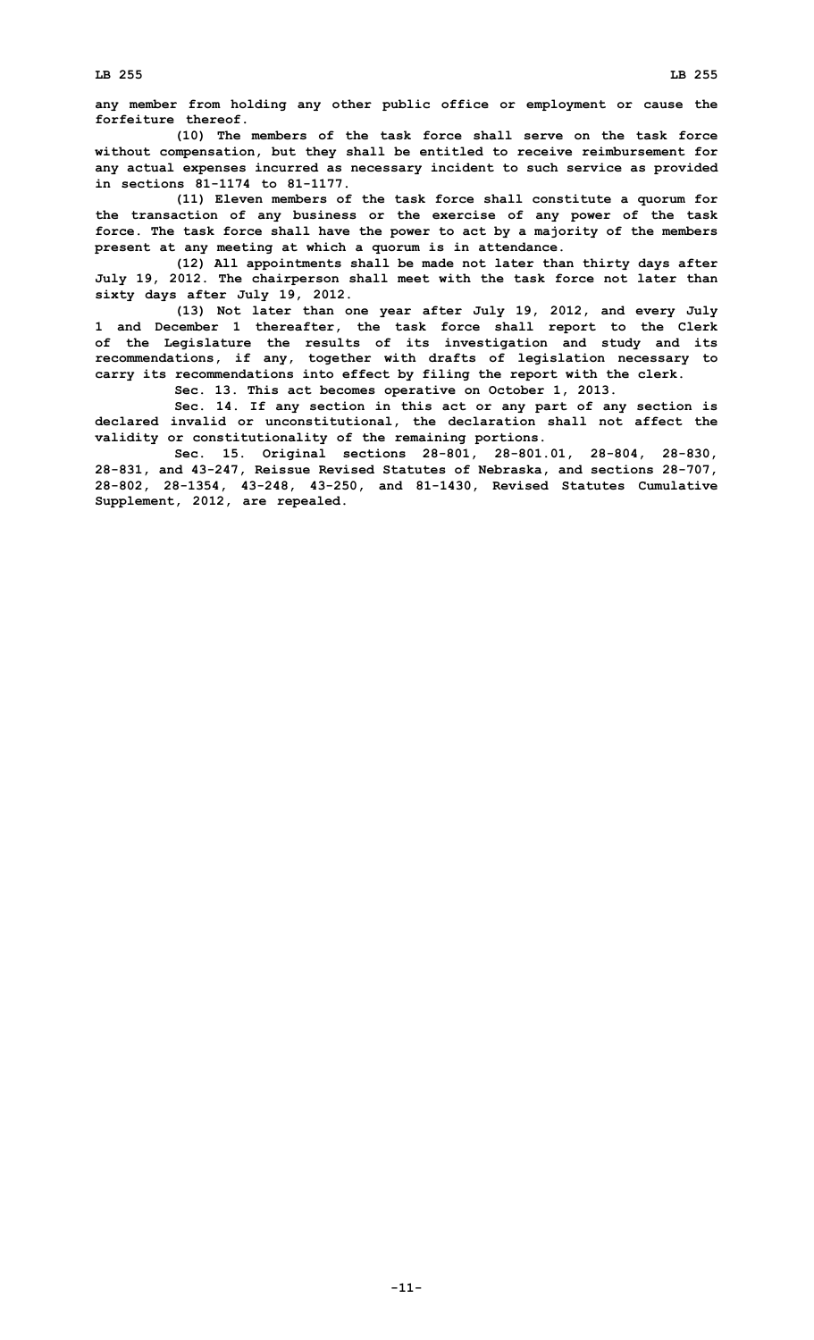any member from holding any other public office or employment or cause the forfeiture thereof.

(10) The members of the task force shall serve on the task force without compensation, but they shall be entitled to receive reimbursement for any actual expenses incurred as necessary incident to such service as provided in sections 81-1174 to 81-1177.

(11) Eleven members of the task force shall constitute a quorum for the transaction of any business or the exercise of any power of the task force. The task force shall have the power to act by a majority of the members present at any meeting at which a quorum is in attendance.

(12) All appointments shall be made not later than thirty days after July 19, 2012. The chairperson shall meet with the task force not later than sixty days after July 19, 2012.

(13) Not later than one year after July 19, 2012, and every July 1 and December 1 thereafter, the task force shall report to the Clerk of the Legislature the results of its investigation and study and its recommendations, if any, together with drafts of legislation necessary to carry its recommendations into effect by filing the report with the clerk.

Sec. 13. This act becomes operative on October 1, 2013.

Sec. 14. If any section in this act or any part of any section is declared invalid or unconstitutional, the declaration shall not affect the validity or constitutionality of the remaining portions.

Sec. 15. Original sections 28-801, 28-801.01, 28-804, 28-830, 28-831, and 43-247, Reissue Revised Statutes of Nebraska, and sections 28-707, 28-802, 28-1354, 43-248, 43-250, and 81-1430, Revised Statutes Cumulative Supplement, 2012, are repealed.